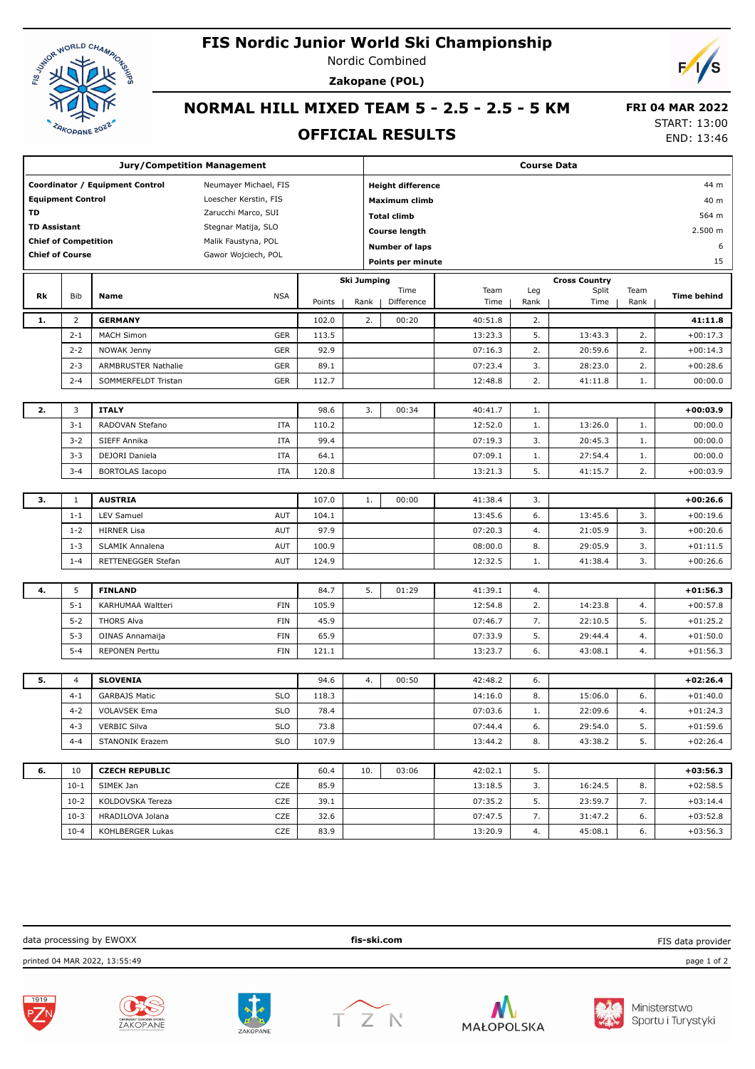# FIS Nordic Junior World Ski Championship

Nordic Combined

**Zakopane (POL)**

## NORMAL HILL MIXED TEAM 5 - 2.5 - 2.5 - 5 KM

## OFFICIAL RESULTS

**FRI 04 MAR 2022**
START: 13:00
END: 13:46

| Jury/Competition Management | |
|---|---|
| **Coordinator / Equipment Control** | Neumayer Michael, FIS |
| **Equipment Control** | Loescher Kerstin, FIS |
| **TD** | Zarucchi Marco, SUI |
| **TD Assistant** | Stegnar Matija, SLO |
| **Chief of Competition** | Malik Faustyna, POL |
| **Chief of Course** | Gawor Wojciech, POL |

| Course Data | |
|---|---|
| **Height difference** | 44 m |
| **Maximum climb** | 40 m |
| **Total climb** | 564 m |
| **Course length** | 2.500 m |
| **Number of laps** | 6 |
| **Points per minute** | 15 |

| Rk | Bib | Name | NSA | Ski Jumping Points | Ski Jumping Rank | Ski Jumping Time Difference | Cross Country Team Time | Cross Country Leg Rank | Cross Country Split Time | Cross Country Team Rank | Time behind |
|---|---|---|---|---|---|---|---|---|---|---|---|
| **1.** | 2 | **GERMANY** | | 102.0 | 2. | 00:20 | 40:51.8 | 2. | | | **41:11.8** |
| | 2-1 | MACH Simon | GER | 113.5 | | | 13:23.3 | 5. | 13:43.3 | 2. | +00:17.3 |
| | 2-2 | NOWAK Jenny | GER | 92.9 | | | 07:16.3 | 2. | 20:59.6 | 2. | +00:14.3 |
| | 2-3 | ARMBRUSTER Nathalie | GER | 89.1 | | | 07:23.4 | 3. | 28:23.0 | 2. | +00:28.6 |
| | 2-4 | SOMMERFELDT Tristan | GER | 112.7 | | | 12:48.8 | 2. | 41:11.8 | 1. | 00:00.0 |
| **2.** | 3 | **ITALY** | | 98.6 | 3. | 00:34 | 40:41.7 | 1. | | | **+00:03.9** |
| | 3-1 | RADOVAN Stefano | ITA | 110.2 | | | 12:52.0 | 1. | 13:26.0 | 1. | 00:00.0 |
| | 3-2 | SIEFF Annika | ITA | 99.4 | | | 07:19.3 | 3. | 20:45.3 | 1. | 00:00.0 |
| | 3-3 | DEJORI Daniela | ITA | 64.1 | | | 07:09.1 | 1. | 27:54.4 | 1. | 00:00.0 |
| | 3-4 | BORTOLAS Iacopo | ITA | 120.8 | | | 13:21.3 | 5. | 41:15.7 | 2. | +00:03.9 |
| **3.** | 1 | **AUSTRIA** | | 107.0 | 1. | 00:00 | 41:38.4 | 3. | | | **+00:26.6** |
| | 1-1 | LEV Samuel | AUT | 104.1 | | | 13:45.6 | 6. | 13:45.6 | 3. | +00:19.6 |
| | 1-2 | HIRNER Lisa | AUT | 97.9 | | | 07:20.3 | 4. | 21:05.9 | 3. | +00:20.6 |
| | 1-3 | SLAMIK Annalena | AUT | 100.9 | | | 08:00.0 | 8. | 29:05.9 | 3. | +01:11.5 |
| | 1-4 | RETTENEGGER Stefan | AUT | 124.9 | | | 12:32.5 | 1. | 41:38.4 | 3. | +00:26.6 |
| **4.** | 5 | **FINLAND** | | 84.7 | 5. | 01:29 | 41:39.1 | 4. | | | **+01:56.3** |
| | 5-1 | KARHUMAA Waltteri | FIN | 105.9 | | | 12:54.8 | 2. | 14:23.8 | 4. | +00:57.8 |
| | 5-2 | THORS Alva | FIN | 45.9 | | | 07:46.7 | 7. | 22:10.5 | 5. | +01:25.2 |
| | 5-3 | OINAS Annamaija | FIN | 65.9 | | | 07:33.9 | 5. | 29:44.4 | 4. | +01:50.0 |
| | 5-4 | REPONEN Perttu | FIN | 121.1 | | | 13:23.7 | 6. | 43:08.1 | 4. | +01:56.3 |
| **5.** | 4 | **SLOVENIA** | | 94.6 | 4. | 00:50 | 42:48.2 | 6. | | | **+02:26.4** |
| | 4-1 | GARBAJS Matic | SLO | 118.3 | | | 14:16.0 | 8. | 15:06.0 | 6. | +01:40.0 |
| | 4-2 | VOLAVSEK Ema | SLO | 78.4 | | | 07:03.6 | 1. | 22:09.6 | 4. | +01:24.3 |
| | 4-3 | VERBIC Silva | SLO | 73.8 | | | 07:44.4 | 6. | 29:54.0 | 5. | +01:59.6 |
| | 4-4 | STANONIK Erazem | SLO | 107.9 | | | 13:44.2 | 8. | 43:38.2 | 5. | +02:26.4 |
| **6.** | 10 | **CZECH REPUBLIC** | | 60.4 | 10. | 03:06 | 42:02.1 | 5. | | | **+03:56.3** |
| | 10-1 | SIMEK Jan | CZE | 85.9 | | | 13:18.5 | 3. | 16:24.5 | 8. | +02:58.5 |
| | 10-2 | KOLDOVSKA Tereza | CZE | 39.1 | | | 07:35.2 | 5. | 23:59.7 | 7. | +03:14.4 |
| | 10-3 | HRADILOVA Jolana | CZE | 32.6 | | | 07:47.5 | 7. | 31:47.2 | 6. | +03:52.8 |
| | 10-4 | KOHLBERGER Lukas | CZE | 83.9 | | | 13:20.9 | 4. | 45:08.1 | 6. | +03:56.3 |

data processing by EWOXX — fis-ski.com — FIS data provider

printed 04 MAR 2022, 13:55:49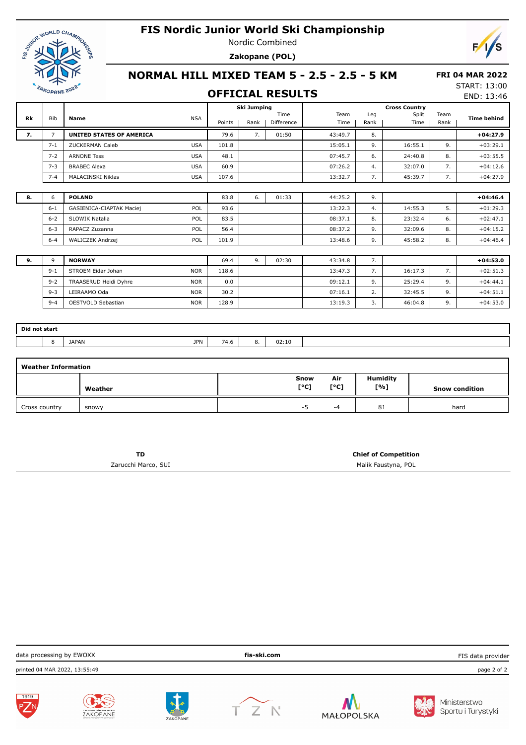# FIS Nordic Junior World Ski Championship

Nordic Combined

**Zakopane (POL)**

## NORMAL HILL MIXED TEAM 5 - 2.5 - 2.5 - 5 KM

**FRI 04 MAR 2022**

START: 13:00

END: 13:46

## OFFICIAL RESULTS

| Rk | Bib | Name | NSA | Ski Jumping Points | Ski Jumping Rank | Ski Jumping Time Difference | Cross Country Team Time | Cross Country Leg Rank | Cross Country Split Time | Cross Country Team Rank | Time behind |
|---|---|---|---|---|---|---|---|---|---|---|---|
| **7.** | 7 | **UNITED STATES OF AMERICA** | | 79.6 | 7. | 01:50 | 43:49.7 | 8. | | | **+04:27.9** |
| | 7-1 | ZUCKERMAN Caleb | USA | 101.8 | | | 15:05.1 | 9. | 16:55.1 | 9. | +03:29.1 |
| | 7-2 | ARNONE Tess | USA | 48.1 | | | 07:45.7 | 6. | 24:40.8 | 8. | +03:55.5 |
| | 7-3 | BRABEC Alexa | USA | 60.9 | | | 07:26.2 | 4. | 32:07.0 | 7. | +04:12.6 |
| | 7-4 | MALACINSKI Niklas | USA | 107.6 | | | 13:32.7 | 7. | 45:39.7 | 7. | +04:27.9 |
| **8.** | 6 | **POLAND** | | 83.8 | 6. | 01:33 | 44:25.2 | 9. | | | **+04:46.4** |
| | 6-1 | GASIENICA-CIAPTAK Maciej | POL | 93.6 | | | 13:22.3 | 4. | 14:55.3 | 5. | +01:29.3 |
| | 6-2 | SLOWIK Natalia | POL | 83.5 | | | 08:37.1 | 8. | 23:32.4 | 6. | +02:47.1 |
| | 6-3 | RAPACZ Zuzanna | POL | 56.4 | | | 08:37.2 | 9. | 32:09.6 | 8. | +04:15.2 |
| | 6-4 | WALICZEK Andrzej | POL | 101.9 | | | 13:48.6 | 9. | 45:58.2 | 8. | +04:46.4 |
| **9.** | 9 | **NORWAY** | | 69.4 | 9. | 02:30 | 43:34.8 | 7. | | | **+04:53.0** |
| | 9-1 | STROEM Eidar Johan | NOR | 118.6 | | | 13:47.3 | 7. | 16:17.3 | 7. | +02:51.3 |
| | 9-2 | TRAASERUD Heidi Dyhre | NOR | 0.0 | | | 09:12.1 | 9. | 25:29.4 | 9. | +04:44.1 |
| | 9-3 | LEIRAAMO Oda | NOR | 30.2 | | | 07:16.1 | 2. | 32:45.5 | 9. | +04:51.1 |
| | 9-4 | OESTVOLD Sebastian | NOR | 128.9 | | | 13:19.3 | 3. | 46:04.8 | 9. | +04:53.0 |

**Did not start**

| | Bib | Name | NSA | Points | Rank | Time Difference |
|---|---|---|---|---|---|---|
| | 8 | JAPAN | JPN | 74.6 | 8. | 02:10 |

**Weather Information**

| | Weather | Snow [°C] | Air [°C] | Humidity [%] | Snow condition |
|---|---|---|---|---|---|
| Cross country | snowy | -5 | -4 | 81 | hard |

**TD**
Zarucchi Marco, SUI

**Chief of Competition**
Malik Faustyna, POL

data processing by EWOXX — fis-ski.com — FIS data provider

printed 04 MAR 2022, 13:55:49